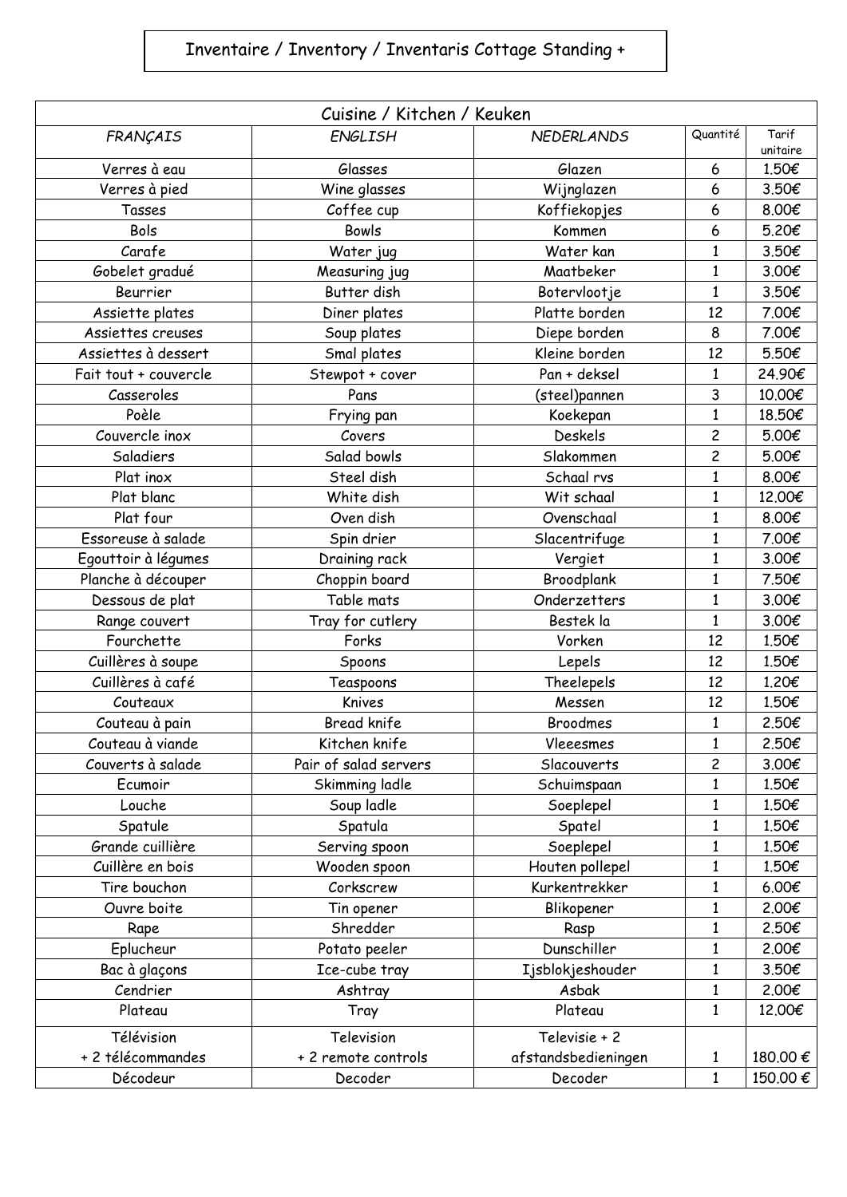# Inventaire / Inventory / Inventaris Cottage Standing +

| Cuisine / Kitchen / Keuken | | | | |
|---|---|---|---|---|
| *FRANÇAIS* | *ENGLISH* | *NEDERLANDS* | Quantité | Tarif unitaire |
| Verres à eau | Glasses | Glazen | 6 | 1.50€ |
| Verres à pied | Wine glasses | Wijnglazen | 6 | 3.50€ |
| Tasses | Coffee cup | Koffiekopjes | 6 | 8.00€ |
| Bols | Bowls | Kommen | 6 | 5.20€ |
| Carafe | Water jug | Water kan | 1 | 3.50€ |
| Gobelet gradué | Measuring jug | Maatbeker | 1 | 3.00€ |
| Beurrier | Butter dish | Botervlootje | 1 | 3.50€ |
| Assiette plates | Diner plates | Platte borden | 12 | 7.00€ |
| Assiettes creuses | Soup plates | Diepe borden | 8 | 7.00€ |
| Assiettes à dessert | Smal plates | Kleine borden | 12 | 5.50€ |
| Fait tout + couvercle | Stewpot + cover | Pan + deksel | 1 | 24.90€ |
| Casseroles | Pans | (steel)pannen | 3 | 10.00€ |
| Poèle | Frying pan | Koekepan | 1 | 18.50€ |
| Couvercle inox | Covers | Deskels | 2 | 5.00€ |
| Saladiers | Salad bowls | Slakommen | 2 | 5.00€ |
| Plat inox | Steel dish | Schaal rvs | 1 | 8.00€ |
| Plat blanc | White dish | Wit schaal | 1 | 12.00€ |
| Plat four | Oven dish | Ovenschaal | 1 | 8.00€ |
| Essoreuse à salade | Spin drier | Slacentrifuge | 1 | 7.00€ |
| Egouttoir à légumes | Draining rack | Vergiet | 1 | 3.00€ |
| Planche à découper | Choppin board | Broodplank | 1 | 7.50€ |
| Dessous de plat | Table mats | Onderzetters | 1 | 3.00€ |
| Range couvert | Tray for cutlery | Bestek la | 1 | 3.00€ |
| Fourchette | Forks | Vorken | 12 | 1.50€ |
| Cuillères à soupe | Spoons | Lepels | 12 | 1.50€ |
| Cuillères à café | Teaspoons | Theelepels | 12 | 1.20€ |
| Couteaux | Knives | Messen | 12 | 1.50€ |
| Couteau à pain | Bread knife | Broodmes | 1 | 2.50€ |
| Couteau à viande | Kitchen knife | Vleeesmes | 1 | 2.50€ |
| Couverts à salade | Pair of salad servers | Slacouverts | 2 | 3.00€ |
| Ecumoir | Skimming ladle | Schuimspaan | 1 | 1.50€ |
| Louche | Soup ladle | Soeplepel | 1 | 1.50€ |
| Spatule | Spatula | Spatel | 1 | 1.50€ |
| Grande cuillière | Serving spoon | Soeplepel | 1 | 1.50€ |
| Cuillère en bois | Wooden spoon | Houten pollepel | 1 | 1.50€ |
| Tire bouchon | Corkscrew | Kurkentrekker | 1 | 6.00€ |
| Ouvre boite | Tin opener | Blikopener | 1 | 2.00€ |
| Rape | Shredder | Rasp | 1 | 2.50€ |
| Eplucheur | Potato peeler | Dunschiller | 1 | 2.00€ |
| Bac à glaçons | Ice-cube tray | Ijsblokjeshouder | 1 | 3.50€ |
| Cendrier | Ashtray | Asbak | 1 | 2.00€ |
| Plateau | Tray | Plateau | 1 | 12.00€ |
| Télévision + 2 télécommandes | Television + 2 remote controls | Televisie + 2 afstandsbedieningen | 1 | 180.00 € |
| Décodeur | Decoder | Decoder | 1 | 150.00 € |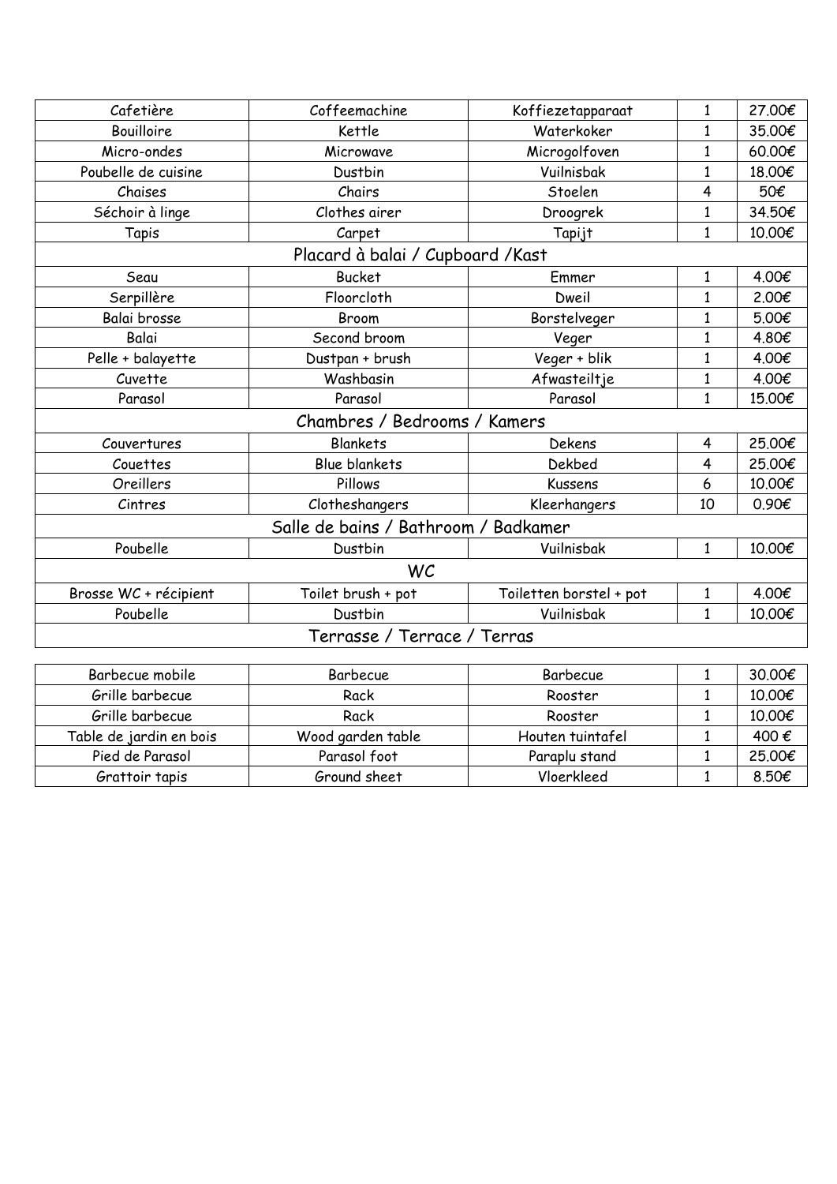| | | | | |
|---|---|---|---|---|
| Cafetière | Coffeemachine | Koffiezetapparaat | 1 | 27.00€ |
| Bouilloire | Kettle | Waterkoker | 1 | 35.00€ |
| Micro-ondes | Microwave | Microgolfoven | 1 | 60.00€ |
| Poubelle de cuisine | Dustbin | Vuilnisbak | 1 | 18.00€ |
| Chaises | Chairs | Stoelen | 4 | 50€ |
| Séchoir à linge | Clothes airer | Droogrek | 1 | 34.50€ |
| Tapis | Carpet | Tapijt | 1 | 10.00€ |
| Placard à balai / Cupboard /Kast | | | | |
| Seau | Bucket | Emmer | 1 | 4.00€ |
| Serpillère | Floorcloth | Dweil | 1 | 2.00€ |
| Balai brosse | Broom | Borstelveger | 1 | 5.00€ |
| Balai | Second broom | Veger | 1 | 4.80€ |
| Pelle + balayette | Dustpan + brush | Veger + blik | 1 | 4.00€ |
| Cuvette | Washbasin | Afwasteiltje | 1 | 4.00€ |
| Parasol | Parasol | Parasol | 1 | 15.00€ |
| Chambres / Bedrooms / Kamers | | | | |
| Couvertures | Blankets | Dekens | 4 | 25.00€ |
| Couettes | Blue blankets | Dekbed | 4 | 25.00€ |
| Oreillers | Pillows | Kussens | 6 | 10.00€ |
| Cintres | Clotheshangers | Kleerhangers | 10 | 0.90€ |
| Salle de bains / Bathroom / Badkamer | | | | |
| Poubelle | Dustbin | Vuilnisbak | 1 | 10.00€ |
| WC | | | | |
| Brosse WC + récipient | Toilet brush + pot | Toiletten borstel + pot | 1 | 4.00€ |
| Poubelle | Dustbin | Vuilnisbak | 1 | 10.00€ |
| Terrasse / Terrace / Terras | | | | |
| Barbecue mobile | Barbecue | Barbecue | 1 | 30.00€ |
| Grille barbecue | Rack | Rooster | 1 | 10.00€ |
| Grille barbecue | Rack | Rooster | 1 | 10.00€ |
| Table de jardin en bois | Wood garden table | Houten tuintafel | 1 | 400 € |
| Pied de Parasol | Parasol foot | Paraplu stand | 1 | 25.00€ |
| Grattoir tapis | Ground sheet | Vloerkleed | 1 | 8.50€ |